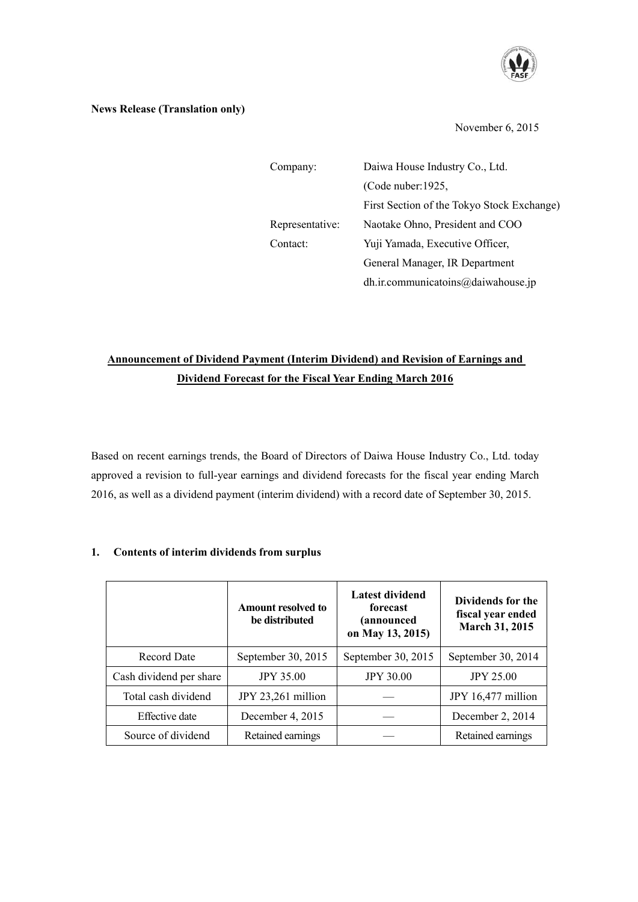**News Release (Translation only)**

November 6, 2015

| | |
|---|---|
| Company: | Daiwa House Industry Co., Ltd. |
| | (Code nuber:1925, |
| | First Section of the Tokyo Stock Exchange) |
| Representative: | Naotake Ohno, President and COO |
| Contact: | Yuji Yamada, Executive Officer, |
| | General Manager, IR Department |
| | dh.ir.communicatoins@daiwahouse.jp |

## Announcement of Dividend Payment (Interim Dividend) and Revision of Earnings and Dividend Forecast for the Fiscal Year Ending March 2016

Based on recent earnings trends, the Board of Directors of Daiwa House Industry Co., Ltd. today approved a revision to full-year earnings and dividend forecasts for the fiscal year ending March 2016, as well as a dividend payment (interim dividend) with a record date of September 30, 2015.

### 1. Contents of interim dividends from surplus

| | Amount resolved to be distributed | Latest dividend forecast (announced on May 13, 2015) | Dividends for the fiscal year ended March 31, 2015 |
|---|---|---|---|
| Record Date | September 30, 2015 | September 30, 2015 | September 30, 2014 |
| Cash dividend per share | JPY 35.00 | JPY 30.00 | JPY 25.00 |
| Total cash dividend | JPY 23,261 million | — | JPY 16,477 million |
| Effective date | December 4, 2015 | — | December 2, 2014 |
| Source of dividend | Retained earnings | — | Retained earnings |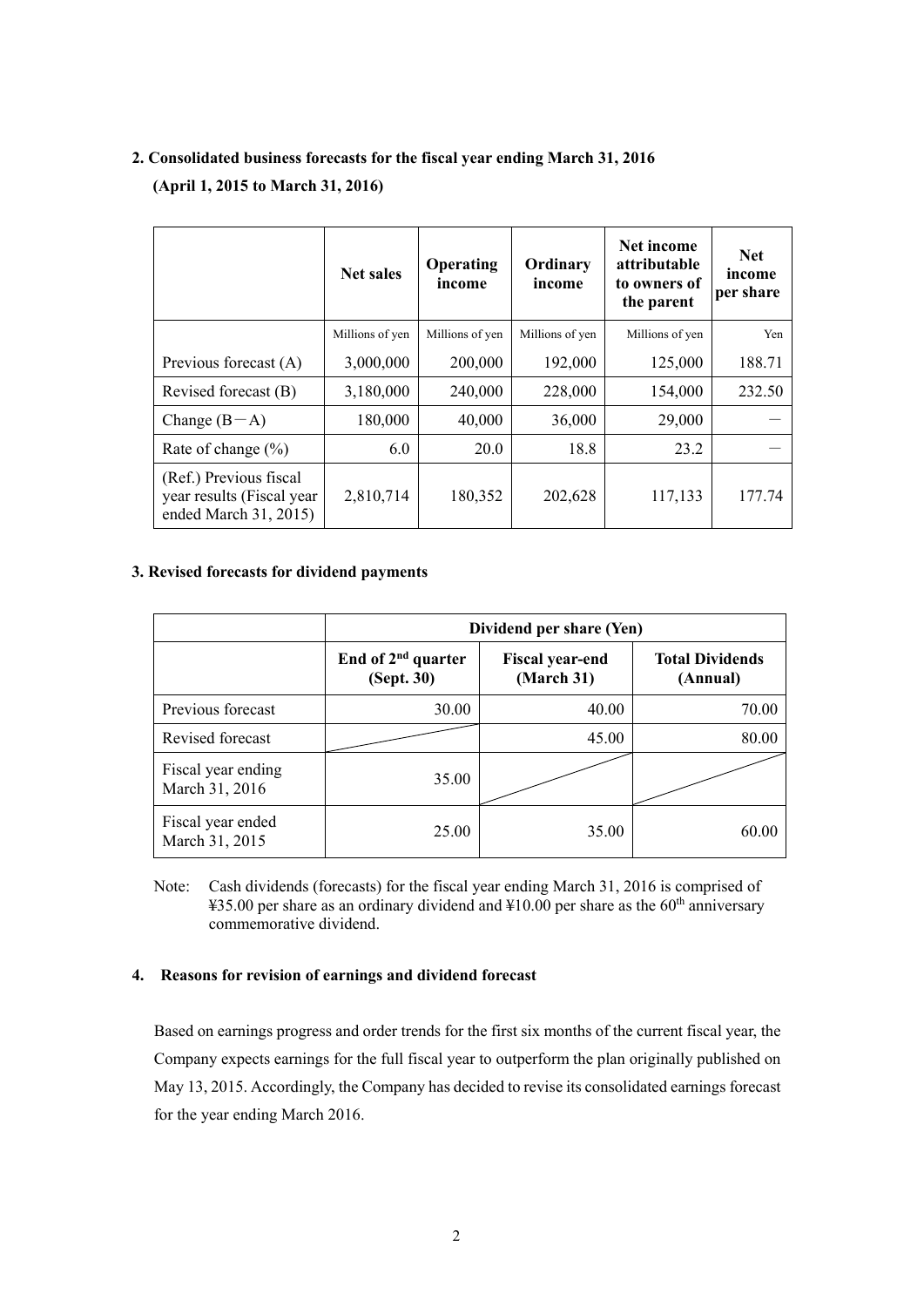## 2. Consolidated business forecasts for the fiscal year ending March 31, 2016

**(April 1, 2015 to March 31, 2016)**

| | Net sales | Operating income | Ordinary income | Net income attributable to owners of the parent | Net income per share |
|---|---|---|---|---|---|
| | Millions of yen | Millions of yen | Millions of yen | Millions of yen | Yen |
| Previous forecast (A) | 3,000,000 | 200,000 | 192,000 | 125,000 | 188.71 |
| Revised forecast (B) | 3,180,000 | 240,000 | 228,000 | 154,000 | 232.50 |
| Change (B−A) | 180,000 | 40,000 | 36,000 | 29,000 | − |
| Rate of change (%) | 6.0 | 20.0 | 18.8 | 23.2 | − |
| (Ref.) Previous fiscal year results (Fiscal year ended March 31, 2015) | 2,810,714 | 180,352 | 202,628 | 117,133 | 177.74 |

## 3. Revised forecasts for dividend payments

| | Dividend per share (Yen) | | |
|---|---|---|---|
| | End of 2nd quarter (Sept. 30) | Fiscal year-end (March 31) | Total Dividends (Annual) |
| Previous forecast | 30.00 | 40.00 | 70.00 |
| Revised forecast | | 45.00 | 80.00 |
| Fiscal year ending March 31, 2016 | 35.00 | | |
| Fiscal year ended March 31, 2015 | 25.00 | 35.00 | 60.00 |

Note: Cash dividends (forecasts) for the fiscal year ending March 31, 2016 is comprised of ¥35.00 per share as an ordinary dividend and ¥10.00 per share as the 60th anniversary commemorative dividend.

## 4. Reasons for revision of earnings and dividend forecast

Based on earnings progress and order trends for the first six months of the current fiscal year, the Company expects earnings for the full fiscal year to outperform the plan originally published on May 13, 2015. Accordingly, the Company has decided to revise its consolidated earnings forecast for the year ending March 2016.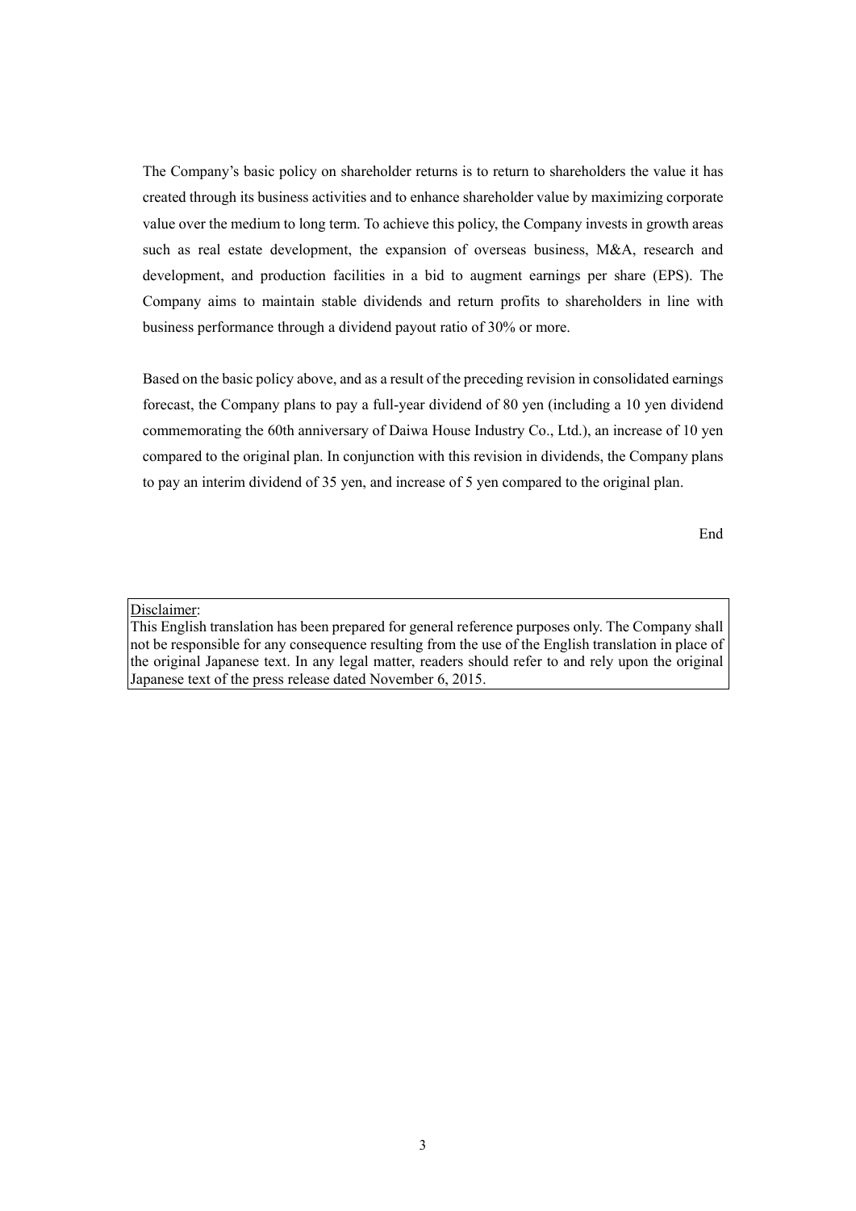The Company's basic policy on shareholder returns is to return to shareholders the value it has created through its business activities and to enhance shareholder value by maximizing corporate value over the medium to long term. To achieve this policy, the Company invests in growth areas such as real estate development, the expansion of overseas business, M&A, research and development, and production facilities in a bid to augment earnings per share (EPS). The Company aims to maintain stable dividends and return profits to shareholders in line with business performance through a dividend payout ratio of 30% or more.

Based on the basic policy above, and as a result of the preceding revision in consolidated earnings forecast, the Company plans to pay a full-year dividend of 80 yen (including a 10 yen dividend commemorating the 60th anniversary of Daiwa House Industry Co., Ltd.), an increase of 10 yen compared to the original plan. In conjunction with this revision in dividends, the Company plans to pay an interim dividend of 35 yen, and increase of 5 yen compared to the original plan.

End

Disclaimer:
This English translation has been prepared for general reference purposes only. The Company shall not be responsible for any consequence resulting from the use of the English translation in place of the original Japanese text. In any legal matter, readers should refer to and rely upon the original Japanese text of the press release dated November 6, 2015.